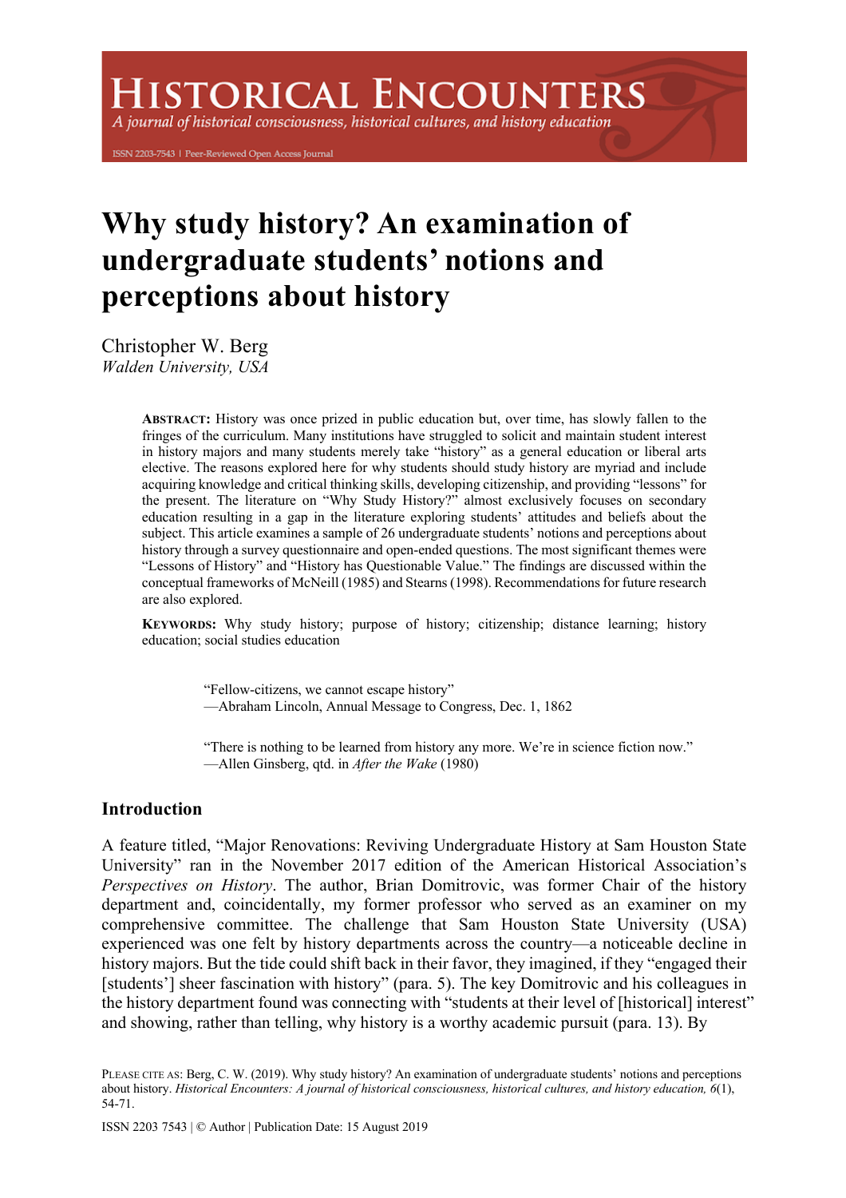# HISTORICAL ENCOUNTERS

*A journal of historical consciousness, historical cultures, and history education*

ISSN 2203-7543 | Peer-Reviewed Open Access Journal

# Why study history? An examination of undergraduate students' notions and perceptions about history

Christopher W. Berg
*Walden University, USA*

**ABSTRACT:** History was once prized in public education but, over time, has slowly fallen to the fringes of the curriculum. Many institutions have struggled to solicit and maintain student interest in history majors and many students merely take "history" as a general education or liberal arts elective. The reasons explored here for why students should study history are myriad and include acquiring knowledge and critical thinking skills, developing citizenship, and providing "lessons" for the present. The literature on "Why Study History?" almost exclusively focuses on secondary education resulting in a gap in the literature exploring students' attitudes and beliefs about the subject. This article examines a sample of 26 undergraduate students' notions and perceptions about history through a survey questionnaire and open-ended questions. The most significant themes were "Lessons of History" and "History has Questionable Value." The findings are discussed within the conceptual frameworks of McNeill (1985) and Stearns (1998). Recommendations for future research are also explored.

**KEYWORDS:** Why study history; purpose of history; citizenship; distance learning; history education; social studies education

> "Fellow-citizens, we cannot escape history"
> —Abraham Lincoln, Annual Message to Congress, Dec. 1, 1862

> "There is nothing to be learned from history any more. We're in science fiction now."
> —Allen Ginsberg, qtd. in *After the Wake* (1980)

## Introduction

A feature titled, "Major Renovations: Reviving Undergraduate History at Sam Houston State University" ran in the November 2017 edition of the American Historical Association's *Perspectives on History*. The author, Brian Domitrovic, was former Chair of the history department and, coincidentally, my former professor who served as an examiner on my comprehensive committee. The challenge that Sam Houston State University (USA) experienced was one felt by history departments across the country—a noticeable decline in history majors. But the tide could shift back in their favor, they imagined, if they "engaged their [students'] sheer fascination with history" (para. 5). The key Domitrovic and his colleagues in the history department found was connecting with "students at their level of [historical] interest" and showing, rather than telling, why history is a worthy academic pursuit (para. 13). By

PLEASE CITE AS: Berg, C. W. (2019). Why study history? An examination of undergraduate students' notions and perceptions about history. *Historical Encounters: A journal of historical consciousness, historical cultures, and history education, 6*(1), 54-71.

ISSN 2203 7543 | © Author | Publication Date: 15 August 2019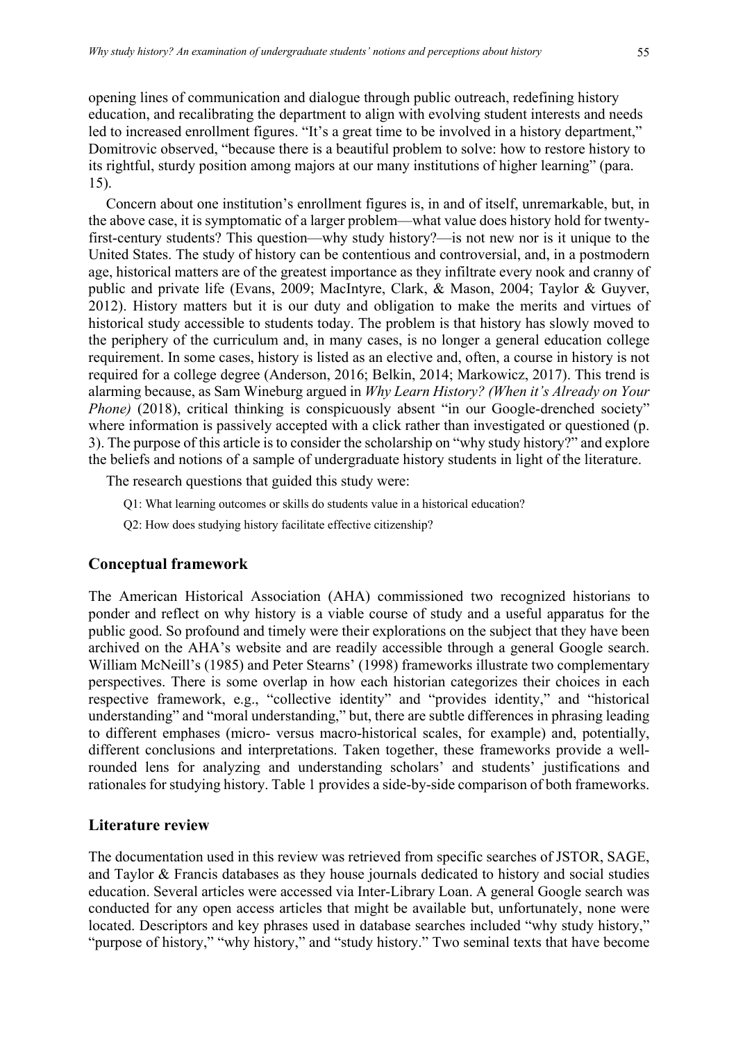opening lines of communication and dialogue through public outreach, redefining history education, and recalibrating the department to align with evolving student interests and needs led to increased enrollment figures. "It's a great time to be involved in a history department," Domitrovic observed, "because there is a beautiful problem to solve: how to restore history to its rightful, sturdy position among majors at our many institutions of higher learning" (para. 15).

Concern about one institution's enrollment figures is, in and of itself, unremarkable, but, in the above case, it is symptomatic of a larger problem—what value does history hold for twenty-first-century students? This question—why study history?—is not new nor is it unique to the United States. The study of history can be contentious and controversial, and, in a postmodern age, historical matters are of the greatest importance as they infiltrate every nook and cranny of public and private life (Evans, 2009; MacIntyre, Clark, & Mason, 2004; Taylor & Guyver, 2012). History matters but it is our duty and obligation to make the merits and virtues of historical study accessible to students today. The problem is that history has slowly moved to the periphery of the curriculum and, in many cases, is no longer a general education college requirement. In some cases, history is listed as an elective and, often, a course in history is not required for a college degree (Anderson, 2016; Belkin, 2014; Markowicz, 2017). This trend is alarming because, as Sam Wineburg argued in *Why Learn History? (When it's Already on Your Phone)* (2018), critical thinking is conspicuously absent "in our Google-drenched society" where information is passively accepted with a click rather than investigated or questioned (p. 3). The purpose of this article is to consider the scholarship on "why study history?" and explore the beliefs and notions of a sample of undergraduate history students in light of the literature.

The research questions that guided this study were:

Q1: What learning outcomes or skills do students value in a historical education?

Q2: How does studying history facilitate effective citizenship?

## Conceptual framework

The American Historical Association (AHA) commissioned two recognized historians to ponder and reflect on why history is a viable course of study and a useful apparatus for the public good. So profound and timely were their explorations on the subject that they have been archived on the AHA's website and are readily accessible through a general Google search. William McNeill's (1985) and Peter Stearns' (1998) frameworks illustrate two complementary perspectives. There is some overlap in how each historian categorizes their choices in each respective framework, e.g., "collective identity" and "provides identity," and "historical understanding" and "moral understanding," but, there are subtle differences in phrasing leading to different emphases (micro- versus macro-historical scales, for example) and, potentially, different conclusions and interpretations. Taken together, these frameworks provide a well-rounded lens for analyzing and understanding scholars' and students' justifications and rationales for studying history. Table 1 provides a side-by-side comparison of both frameworks.

## Literature review

The documentation used in this review was retrieved from specific searches of JSTOR, SAGE, and Taylor & Francis databases as they house journals dedicated to history and social studies education. Several articles were accessed via Inter-Library Loan. A general Google search was conducted for any open access articles that might be available but, unfortunately, none were located. Descriptors and key phrases used in database searches included "why study history," "purpose of history," "why history," and "study history." Two seminal texts that have become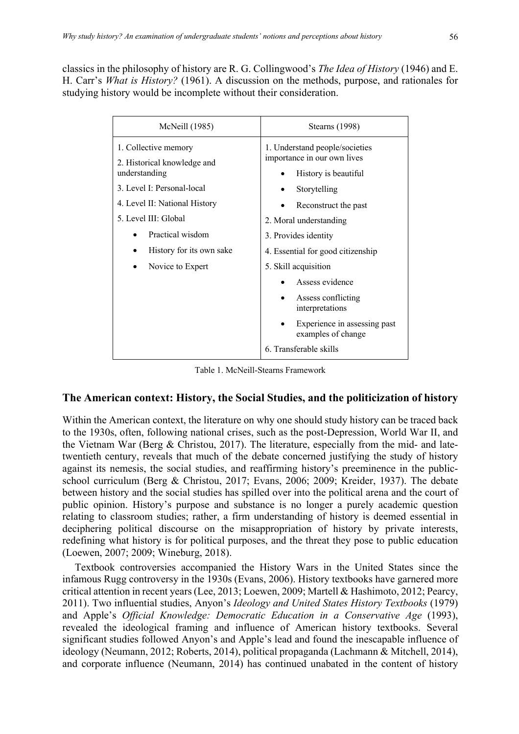classics in the philosophy of history are R. G. Collingwood's *The Idea of History* (1946) and E. H. Carr's *What is History?* (1961). A discussion on the methods, purpose, and rationales for studying history would be incomplete without their consideration.

| McNeill (1985) | Stearns (1998) |
|---|---|
| 1. Collective memory<br>2. Historical knowledge and understanding<br>3. Level I: Personal-local<br>4. Level II: National History<br>5. Level III: Global<br>• Practical wisdom<br>• History for its own sake<br>• Novice to Expert | 1. Understand people/societies importance in our own lives<br>• History is beautiful<br>• Storytelling<br>• Reconstruct the past<br>2. Moral understanding<br>3. Provides identity<br>4. Essential for good citizenship<br>5. Skill acquisition<br>• Assess evidence<br>• Assess conflicting interpretations<br>• Experience in assessing past examples of change<br>6. Transferable skills |

Table 1. McNeill-Stearns Framework

## The American context: History, the Social Studies, and the politicization of history

Within the American context, the literature on why one should study history can be traced back to the 1930s, often, following national crises, such as the post-Depression, World War II, and the Vietnam War (Berg & Christou, 2017). The literature, especially from the mid- and late-twentieth century, reveals that much of the debate concerned justifying the study of history against its nemesis, the social studies, and reaffirming history's preeminence in the public-school curriculum (Berg & Christou, 2017; Evans, 2006; 2009; Kreider, 1937). The debate between history and the social studies has spilled over into the political arena and the court of public opinion. History's purpose and substance is no longer a purely academic question relating to classroom studies; rather, a firm understanding of history is deemed essential in deciphering political discourse on the misappropriation of history by private interests, redefining what history is for political purposes, and the threat they pose to public education (Loewen, 2007; 2009; Wineburg, 2018).

Textbook controversies accompanied the History Wars in the United States since the infamous Rugg controversy in the 1930s (Evans, 2006). History textbooks have garnered more critical attention in recent years (Lee, 2013; Loewen, 2009; Martell & Hashimoto, 2012; Pearcy, 2011). Two influential studies, Anyon's *Ideology and United States History Textbooks* (1979) and Apple's *Official Knowledge: Democratic Education in a Conservative Age* (1993), revealed the ideological framing and influence of American history textbooks. Several significant studies followed Anyon's and Apple's lead and found the inescapable influence of ideology (Neumann, 2012; Roberts, 2014), political propaganda (Lachmann & Mitchell, 2014), and corporate influence (Neumann, 2014) has continued unabated in the content of history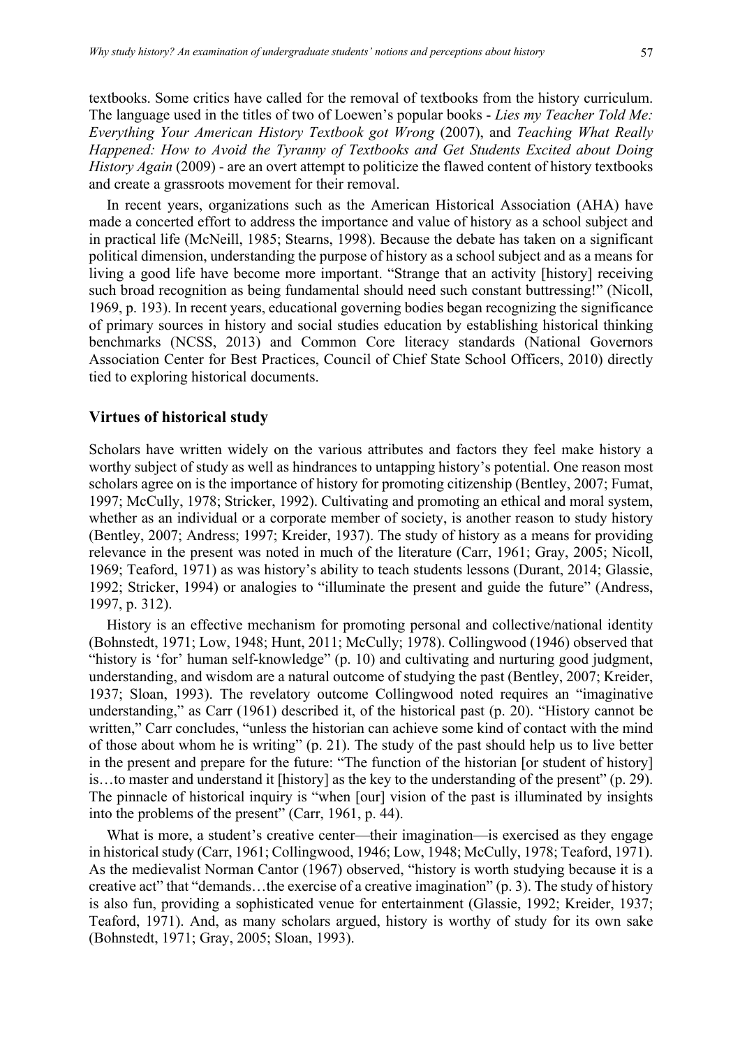textbooks. Some critics have called for the removal of textbooks from the history curriculum. The language used in the titles of two of Loewen's popular books - *Lies my Teacher Told Me: Everything Your American History Textbook got Wrong* (2007), and *Teaching What Really Happened: How to Avoid the Tyranny of Textbooks and Get Students Excited about Doing History Again* (2009) - are an overt attempt to politicize the flawed content of history textbooks and create a grassroots movement for their removal.

In recent years, organizations such as the American Historical Association (AHA) have made a concerted effort to address the importance and value of history as a school subject and in practical life (McNeill, 1985; Stearns, 1998). Because the debate has taken on a significant political dimension, understanding the purpose of history as a school subject and as a means for living a good life have become more important. "Strange that an activity [history] receiving such broad recognition as being fundamental should need such constant buttressing!" (Nicoll, 1969, p. 193). In recent years, educational governing bodies began recognizing the significance of primary sources in history and social studies education by establishing historical thinking benchmarks (NCSS, 2013) and Common Core literacy standards (National Governors Association Center for Best Practices, Council of Chief State School Officers, 2010) directly tied to exploring historical documents.

## Virtues of historical study

Scholars have written widely on the various attributes and factors they feel make history a worthy subject of study as well as hindrances to untapping history's potential. One reason most scholars agree on is the importance of history for promoting citizenship (Bentley, 2007; Fumat, 1997; McCully, 1978; Stricker, 1992). Cultivating and promoting an ethical and moral system, whether as an individual or a corporate member of society, is another reason to study history (Bentley, 2007; Andress; 1997; Kreider, 1937). The study of history as a means for providing relevance in the present was noted in much of the literature (Carr, 1961; Gray, 2005; Nicoll, 1969; Teaford, 1971) as was history's ability to teach students lessons (Durant, 2014; Glassie, 1992; Stricker, 1994) or analogies to "illuminate the present and guide the future" (Andress, 1997, p. 312).

History is an effective mechanism for promoting personal and collective/national identity (Bohnstedt, 1971; Low, 1948; Hunt, 2011; McCully; 1978). Collingwood (1946) observed that "history is 'for' human self-knowledge" (p. 10) and cultivating and nurturing good judgment, understanding, and wisdom are a natural outcome of studying the past (Bentley, 2007; Kreider, 1937; Sloan, 1993). The revelatory outcome Collingwood noted requires an "imaginative understanding," as Carr (1961) described it, of the historical past (p. 20). "History cannot be written," Carr concludes, "unless the historian can achieve some kind of contact with the mind of those about whom he is writing" (p. 21). The study of the past should help us to live better in the present and prepare for the future: "The function of the historian [or student of history] is…to master and understand it [history] as the key to the understanding of the present" (p. 29). The pinnacle of historical inquiry is "when [our] vision of the past is illuminated by insights into the problems of the present" (Carr, 1961, p. 44).

What is more, a student's creative center—their imagination—is exercised as they engage in historical study (Carr, 1961; Collingwood, 1946; Low, 1948; McCully, 1978; Teaford, 1971). As the medievalist Norman Cantor (1967) observed, "history is worth studying because it is a creative act" that "demands…the exercise of a creative imagination" (p. 3). The study of history is also fun, providing a sophisticated venue for entertainment (Glassie, 1992; Kreider, 1937; Teaford, 1971). And, as many scholars argued, history is worthy of study for its own sake (Bohnstedt, 1971; Gray, 2005; Sloan, 1993).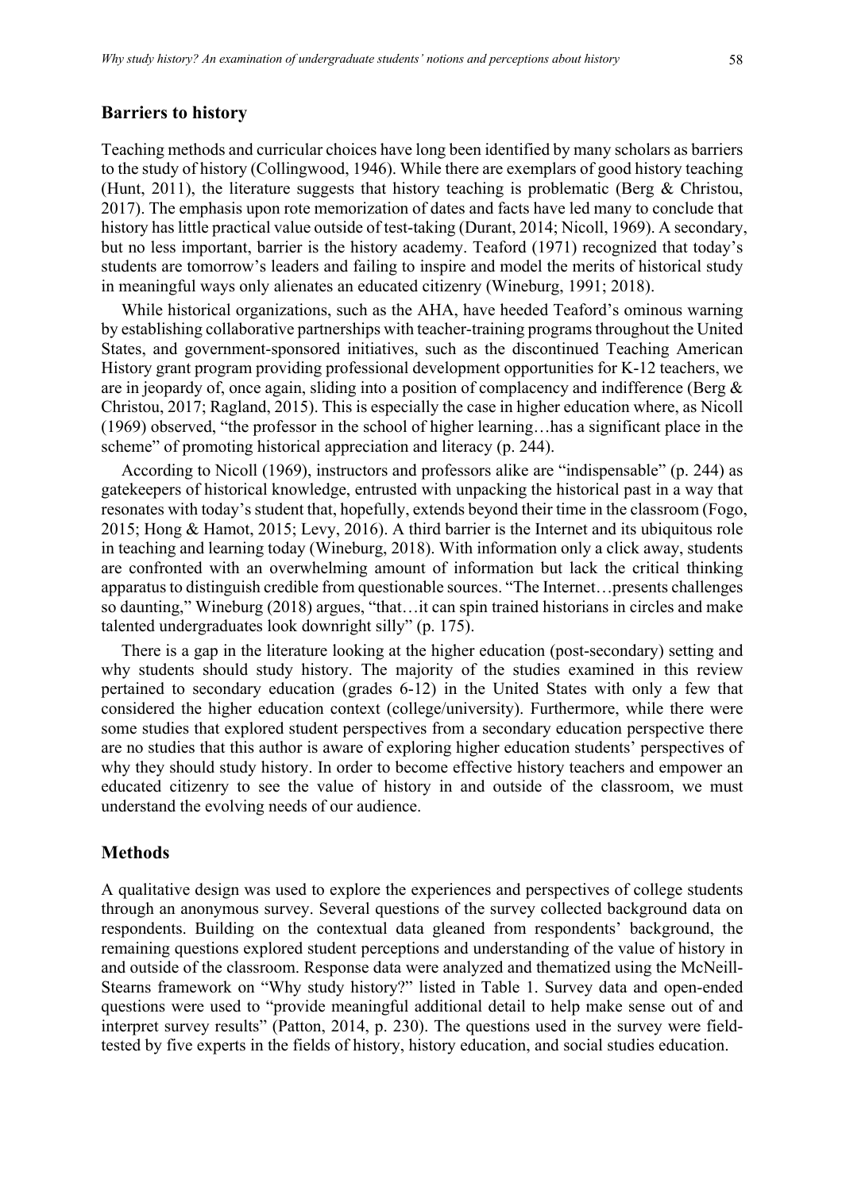## Barriers to history

Teaching methods and curricular choices have long been identified by many scholars as barriers to the study of history (Collingwood, 1946). While there are exemplars of good history teaching (Hunt, 2011), the literature suggests that history teaching is problematic (Berg & Christou, 2017). The emphasis upon rote memorization of dates and facts have led many to conclude that history has little practical value outside of test-taking (Durant, 2014; Nicoll, 1969). A secondary, but no less important, barrier is the history academy. Teaford (1971) recognized that today's students are tomorrow's leaders and failing to inspire and model the merits of historical study in meaningful ways only alienates an educated citizenry (Wineburg, 1991; 2018).

While historical organizations, such as the AHA, have heeded Teaford's ominous warning by establishing collaborative partnerships with teacher-training programs throughout the United States, and government-sponsored initiatives, such as the discontinued Teaching American History grant program providing professional development opportunities for K-12 teachers, we are in jeopardy of, once again, sliding into a position of complacency and indifference (Berg & Christou, 2017; Ragland, 2015). This is especially the case in higher education where, as Nicoll (1969) observed, "the professor in the school of higher learning…has a significant place in the scheme" of promoting historical appreciation and literacy (p. 244).

According to Nicoll (1969), instructors and professors alike are "indispensable" (p. 244) as gatekeepers of historical knowledge, entrusted with unpacking the historical past in a way that resonates with today's student that, hopefully, extends beyond their time in the classroom (Fogo, 2015; Hong & Hamot, 2015; Levy, 2016). A third barrier is the Internet and its ubiquitous role in teaching and learning today (Wineburg, 2018). With information only a click away, students are confronted with an overwhelming amount of information but lack the critical thinking apparatus to distinguish credible from questionable sources. "The Internet…presents challenges so daunting," Wineburg (2018) argues, "that…it can spin trained historians in circles and make talented undergraduates look downright silly" (p. 175).

There is a gap in the literature looking at the higher education (post-secondary) setting and why students should study history. The majority of the studies examined in this review pertained to secondary education (grades 6-12) in the United States with only a few that considered the higher education context (college/university). Furthermore, while there were some studies that explored student perspectives from a secondary education perspective there are no studies that this author is aware of exploring higher education students' perspectives of why they should study history. In order to become effective history teachers and empower an educated citizenry to see the value of history in and outside of the classroom, we must understand the evolving needs of our audience.

## Methods

A qualitative design was used to explore the experiences and perspectives of college students through an anonymous survey. Several questions of the survey collected background data on respondents. Building on the contextual data gleaned from respondents' background, the remaining questions explored student perceptions and understanding of the value of history in and outside of the classroom. Response data were analyzed and thematized using the McNeill-Stearns framework on "Why study history?" listed in Table 1. Survey data and open-ended questions were used to "provide meaningful additional detail to help make sense out of and interpret survey results" (Patton, 2014, p. 230). The questions used in the survey were field-tested by five experts in the fields of history, history education, and social studies education.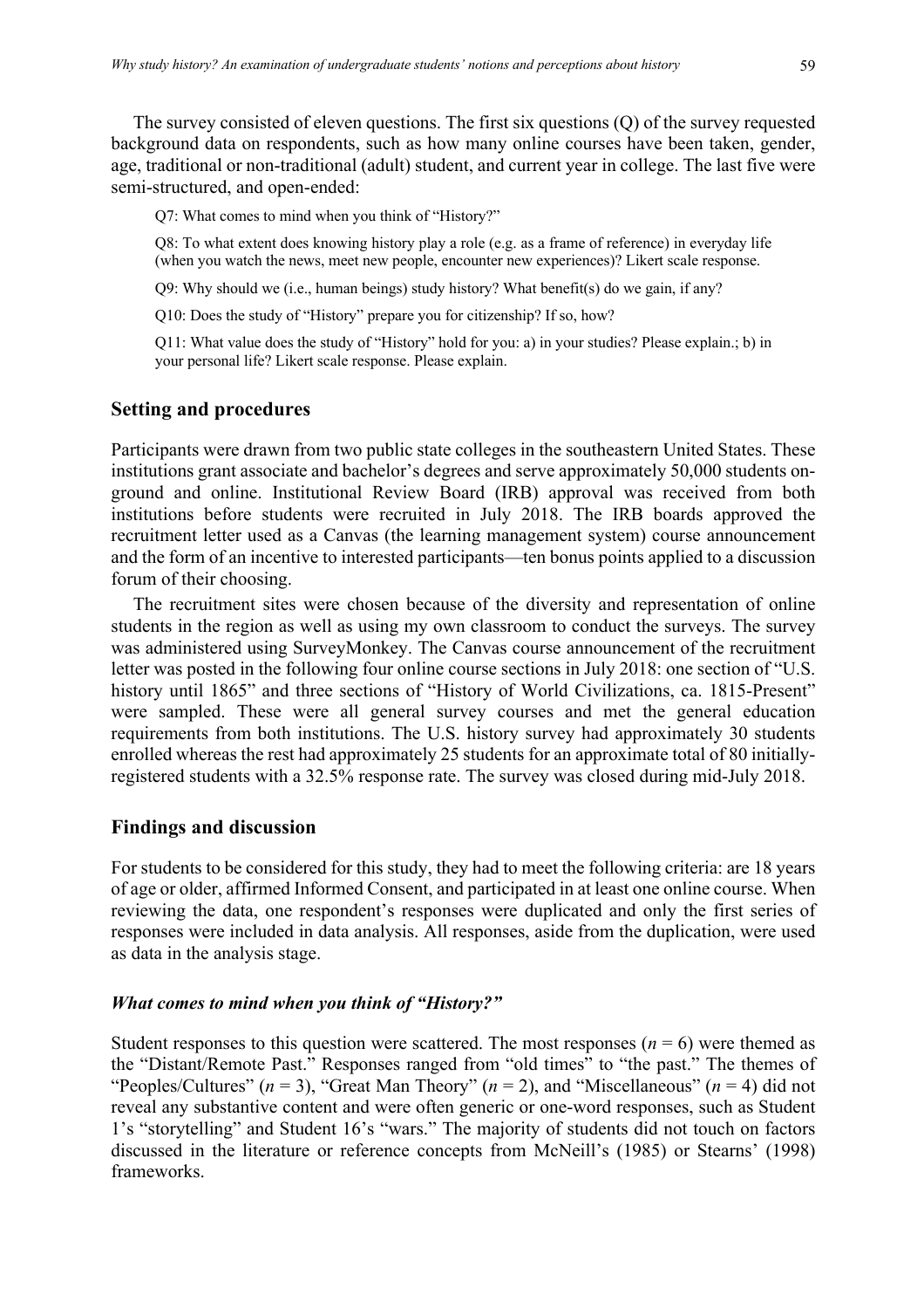The survey consisted of eleven questions. The first six questions (Q) of the survey requested background data on respondents, such as how many online courses have been taken, gender, age, traditional or non-traditional (adult) student, and current year in college. The last five were semi-structured, and open-ended:

> Q7: What comes to mind when you think of "History?"
>
> Q8: To what extent does knowing history play a role (e.g. as a frame of reference) in everyday life (when you watch the news, meet new people, encounter new experiences)? Likert scale response.
>
> Q9: Why should we (i.e., human beings) study history? What benefit(s) do we gain, if any?
>
> Q10: Does the study of "History" prepare you for citizenship? If so, how?
>
> Q11: What value does the study of "History" hold for you: a) in your studies? Please explain.; b) in your personal life? Likert scale response. Please explain.

## Setting and procedures

Participants were drawn from two public state colleges in the southeastern United States. These institutions grant associate and bachelor's degrees and serve approximately 50,000 students on-ground and online. Institutional Review Board (IRB) approval was received from both institutions before students were recruited in July 2018. The IRB boards approved the recruitment letter used as a Canvas (the learning management system) course announcement and the form of an incentive to interested participants—ten bonus points applied to a discussion forum of their choosing.

The recruitment sites were chosen because of the diversity and representation of online students in the region as well as using my own classroom to conduct the surveys. The survey was administered using SurveyMonkey. The Canvas course announcement of the recruitment letter was posted in the following four online course sections in July 2018: one section of "U.S. history until 1865" and three sections of "History of World Civilizations, ca. 1815-Present" were sampled. These were all general survey courses and met the general education requirements from both institutions. The U.S. history survey had approximately 30 students enrolled whereas the rest had approximately 25 students for an approximate total of 80 initially-registered students with a 32.5% response rate. The survey was closed during mid-July 2018.

## Findings and discussion

For students to be considered for this study, they had to meet the following criteria: are 18 years of age or older, affirmed Informed Consent, and participated in at least one online course. When reviewing the data, one respondent's responses were duplicated and only the first series of responses were included in data analysis. All responses, aside from the duplication, were used as data in the analysis stage.

### *What comes to mind when you think of "History?"*

Student responses to this question were scattered. The most responses ($n = 6$) were themed as the "Distant/Remote Past." Responses ranged from "old times" to "the past." The themes of "Peoples/Cultures" ($n = 3$), "Great Man Theory" ($n = 2$), and "Miscellaneous" ($n = 4$) did not reveal any substantive content and were often generic or one-word responses, such as Student 1's "storytelling" and Student 16's "wars." The majority of students did not touch on factors discussed in the literature or reference concepts from McNeill's (1985) or Stearns' (1998) frameworks.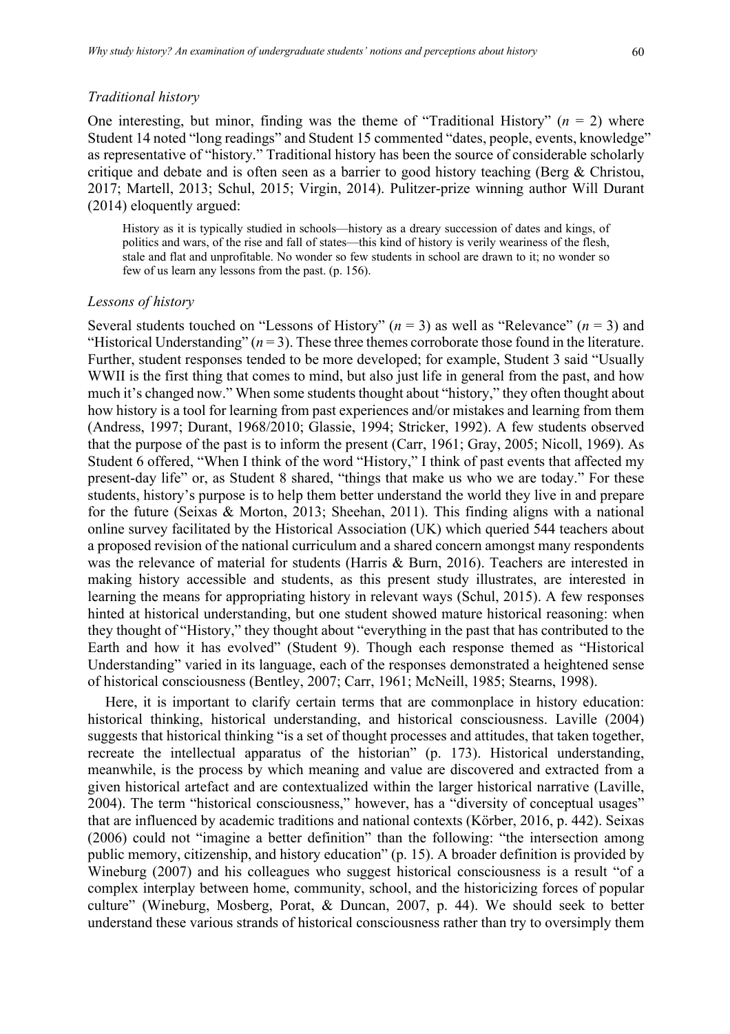### *Traditional history*

One interesting, but minor, finding was the theme of "Traditional History" ($n$ = 2) where Student 14 noted "long readings" and Student 15 commented "dates, people, events, knowledge" as representative of "history." Traditional history has been the source of considerable scholarly critique and debate and is often seen as a barrier to good history teaching (Berg & Christou, 2017; Martell, 2013; Schul, 2015; Virgin, 2014). Pulitzer-prize winning author Will Durant (2014) eloquently argued:

> History as it is typically studied in schools—history as a dreary succession of dates and kings, of politics and wars, of the rise and fall of states—this kind of history is verily weariness of the flesh, stale and flat and unprofitable. No wonder so few students in school are drawn to it; no wonder so few of us learn any lessons from the past. (p. 156).

### *Lessons of history*

Several students touched on "Lessons of History" ($n$ = 3) as well as "Relevance" ($n$ = 3) and "Historical Understanding" ($n$ = 3). These three themes corroborate those found in the literature. Further, student responses tended to be more developed; for example, Student 3 said "Usually WWII is the first thing that comes to mind, but also just life in general from the past, and how much it's changed now." When some students thought about "history," they often thought about how history is a tool for learning from past experiences and/or mistakes and learning from them (Andress, 1997; Durant, 1968/2010; Glassie, 1994; Stricker, 1992). A few students observed that the purpose of the past is to inform the present (Carr, 1961; Gray, 2005; Nicoll, 1969). As Student 6 offered, "When I think of the word "History," I think of past events that affected my present-day life" or, as Student 8 shared, "things that make us who we are today." For these students, history's purpose is to help them better understand the world they live in and prepare for the future (Seixas & Morton, 2013; Sheehan, 2011). This finding aligns with a national online survey facilitated by the Historical Association (UK) which queried 544 teachers about a proposed revision of the national curriculum and a shared concern amongst many respondents was the relevance of material for students (Harris & Burn, 2016). Teachers are interested in making history accessible and students, as this present study illustrates, are interested in learning the means for appropriating history in relevant ways (Schul, 2015). A few responses hinted at historical understanding, but one student showed mature historical reasoning: when they thought of "History," they thought about "everything in the past that has contributed to the Earth and how it has evolved" (Student 9). Though each response themed as "Historical Understanding" varied in its language, each of the responses demonstrated a heightened sense of historical consciousness (Bentley, 2007; Carr, 1961; McNeill, 1985; Stearns, 1998).

Here, it is important to clarify certain terms that are commonplace in history education: historical thinking, historical understanding, and historical consciousness. Laville (2004) suggests that historical thinking "is a set of thought processes and attitudes, that taken together, recreate the intellectual apparatus of the historian" (p. 173). Historical understanding, meanwhile, is the process by which meaning and value are discovered and extracted from a given historical artefact and are contextualized within the larger historical narrative (Laville, 2004). The term "historical consciousness," however, has a "diversity of conceptual usages" that are influenced by academic traditions and national contexts (Körber, 2016, p. 442). Seixas (2006) could not "imagine a better definition" than the following: "the intersection among public memory, citizenship, and history education" (p. 15). A broader definition is provided by Wineburg (2007) and his colleagues who suggest historical consciousness is a result "of a complex interplay between home, community, school, and the historicizing forces of popular culture" (Wineburg, Mosberg, Porat, & Duncan, 2007, p. 44). We should seek to better understand these various strands of historical consciousness rather than try to oversimply them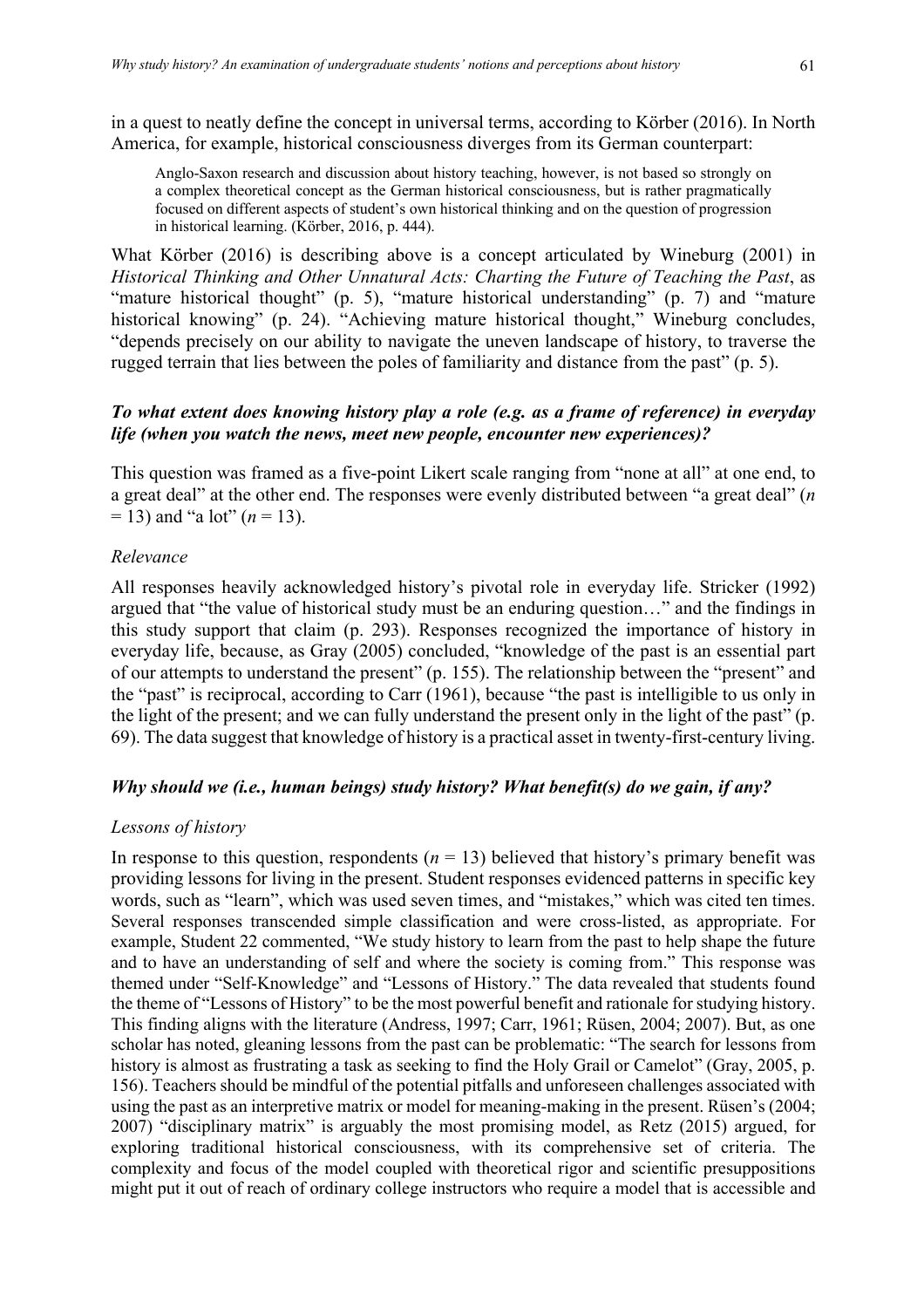in a quest to neatly define the concept in universal terms, according to Körber (2016). In North America, for example, historical consciousness diverges from its German counterpart:

> Anglo-Saxon research and discussion about history teaching, however, is not based so strongly on a complex theoretical concept as the German historical consciousness, but is rather pragmatically focused on different aspects of student's own historical thinking and on the question of progression in historical learning. (Körber, 2016, p. 444).

What Körber (2016) is describing above is a concept articulated by Wineburg (2001) in *Historical Thinking and Other Unnatural Acts: Charting the Future of Teaching the Past*, as "mature historical thought" (p. 5), "mature historical understanding" (p. 7) and "mature historical knowing" (p. 24). "Achieving mature historical thought," Wineburg concludes, "depends precisely on our ability to navigate the uneven landscape of history, to traverse the rugged terrain that lies between the poles of familiarity and distance from the past" (p. 5).

### *To what extent does knowing history play a role (e.g. as a frame of reference) in everyday life (when you watch the news, meet new people, encounter new experiences)?*

This question was framed as a five-point Likert scale ranging from "none at all" at one end, to a great deal" at the other end. The responses were evenly distributed between "a great deal" ($n = 13$) and "a lot" ($n = 13$).

#### *Relevance*

All responses heavily acknowledged history's pivotal role in everyday life. Stricker (1992) argued that "the value of historical study must be an enduring question…" and the findings in this study support that claim (p. 293). Responses recognized the importance of history in everyday life, because, as Gray (2005) concluded, "knowledge of the past is an essential part of our attempts to understand the present" (p. 155). The relationship between the "present" and the "past" is reciprocal, according to Carr (1961), because "the past is intelligible to us only in the light of the present; and we can fully understand the present only in the light of the past" (p. 69). The data suggest that knowledge of history is a practical asset in twenty-first-century living.

### *Why should we (i.e., human beings) study history? What benefit(s) do we gain, if any?*

#### *Lessons of history*

In response to this question, respondents ($n = 13$) believed that history's primary benefit was providing lessons for living in the present. Student responses evidenced patterns in specific key words, such as "learn", which was used seven times, and "mistakes," which was cited ten times. Several responses transcended simple classification and were cross-listed, as appropriate. For example, Student 22 commented, "We study history to learn from the past to help shape the future and to have an understanding of self and where the society is coming from." This response was themed under "Self-Knowledge" and "Lessons of History." The data revealed that students found the theme of "Lessons of History" to be the most powerful benefit and rationale for studying history. This finding aligns with the literature (Andress, 1997; Carr, 1961; Rüsen, 2004; 2007). But, as one scholar has noted, gleaning lessons from the past can be problematic: "The search for lessons from history is almost as frustrating a task as seeking to find the Holy Grail or Camelot" (Gray, 2005, p. 156). Teachers should be mindful of the potential pitfalls and unforeseen challenges associated with using the past as an interpretive matrix or model for meaning-making in the present. Rüsen's (2004; 2007) "disciplinary matrix" is arguably the most promising model, as Retz (2015) argued, for exploring traditional historical consciousness, with its comprehensive set of criteria. The complexity and focus of the model coupled with theoretical rigor and scientific presuppositions might put it out of reach of ordinary college instructors who require a model that is accessible and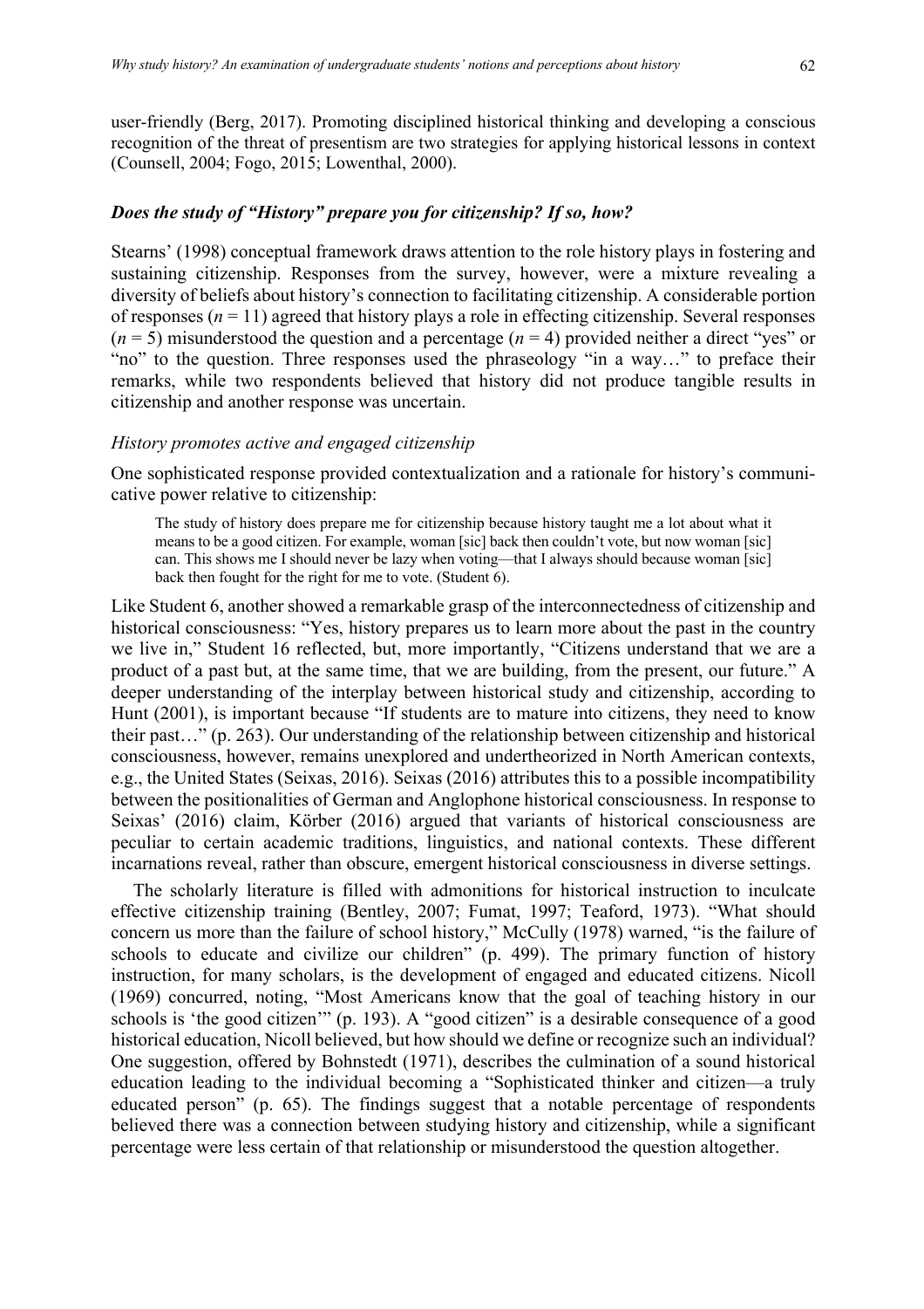user-friendly (Berg, 2017). Promoting disciplined historical thinking and developing a conscious recognition of the threat of presentism are two strategies for applying historical lessons in context (Counsell, 2004; Fogo, 2015; Lowenthal, 2000).

### *Does the study of "History" prepare you for citizenship? If so, how?*

Stearns' (1998) conceptual framework draws attention to the role history plays in fostering and sustaining citizenship. Responses from the survey, however, were a mixture revealing a diversity of beliefs about history's connection to facilitating citizenship. A considerable portion of responses ($n = 11$) agreed that history plays a role in effecting citizenship. Several responses ($n = 5$) misunderstood the question and a percentage ($n = 4$) provided neither a direct "yes" or "no" to the question. Three responses used the phraseology "in a way…" to preface their remarks, while two respondents believed that history did not produce tangible results in citizenship and another response was uncertain.

#### *History promotes active and engaged citizenship*

One sophisticated response provided contextualization and a rationale for history's communicative power relative to citizenship:

> The study of history does prepare me for citizenship because history taught me a lot about what it means to be a good citizen. For example, woman [sic] back then couldn't vote, but now woman [sic] can. This shows me I should never be lazy when voting—that I always should because woman [sic] back then fought for the right for me to vote. (Student 6).

Like Student 6, another showed a remarkable grasp of the interconnectedness of citizenship and historical consciousness: "Yes, history prepares us to learn more about the past in the country we live in," Student 16 reflected, but, more importantly, "Citizens understand that we are a product of a past but, at the same time, that we are building, from the present, our future." A deeper understanding of the interplay between historical study and citizenship, according to Hunt (2001), is important because "If students are to mature into citizens, they need to know their past…" (p. 263). Our understanding of the relationship between citizenship and historical consciousness, however, remains unexplored and undertheorized in North American contexts, e.g., the United States (Seixas, 2016). Seixas (2016) attributes this to a possible incompatibility between the positionalities of German and Anglophone historical consciousness. In response to Seixas' (2016) claim, Körber (2016) argued that variants of historical consciousness are peculiar to certain academic traditions, linguistics, and national contexts. These different incarnations reveal, rather than obscure, emergent historical consciousness in diverse settings.

The scholarly literature is filled with admonitions for historical instruction to inculcate effective citizenship training (Bentley, 2007; Fumat, 1997; Teaford, 1973). "What should concern us more than the failure of school history," McCully (1978) warned, "is the failure of schools to educate and civilize our children" (p. 499). The primary function of history instruction, for many scholars, is the development of engaged and educated citizens. Nicoll (1969) concurred, noting, "Most Americans know that the goal of teaching history in our schools is 'the good citizen'" (p. 193). A "good citizen" is a desirable consequence of a good historical education, Nicoll believed, but how should we define or recognize such an individual? One suggestion, offered by Bohnstedt (1971), describes the culmination of a sound historical education leading to the individual becoming a "Sophisticated thinker and citizen—a truly educated person" (p. 65). The findings suggest that a notable percentage of respondents believed there was a connection between studying history and citizenship, while a significant percentage were less certain of that relationship or misunderstood the question altogether.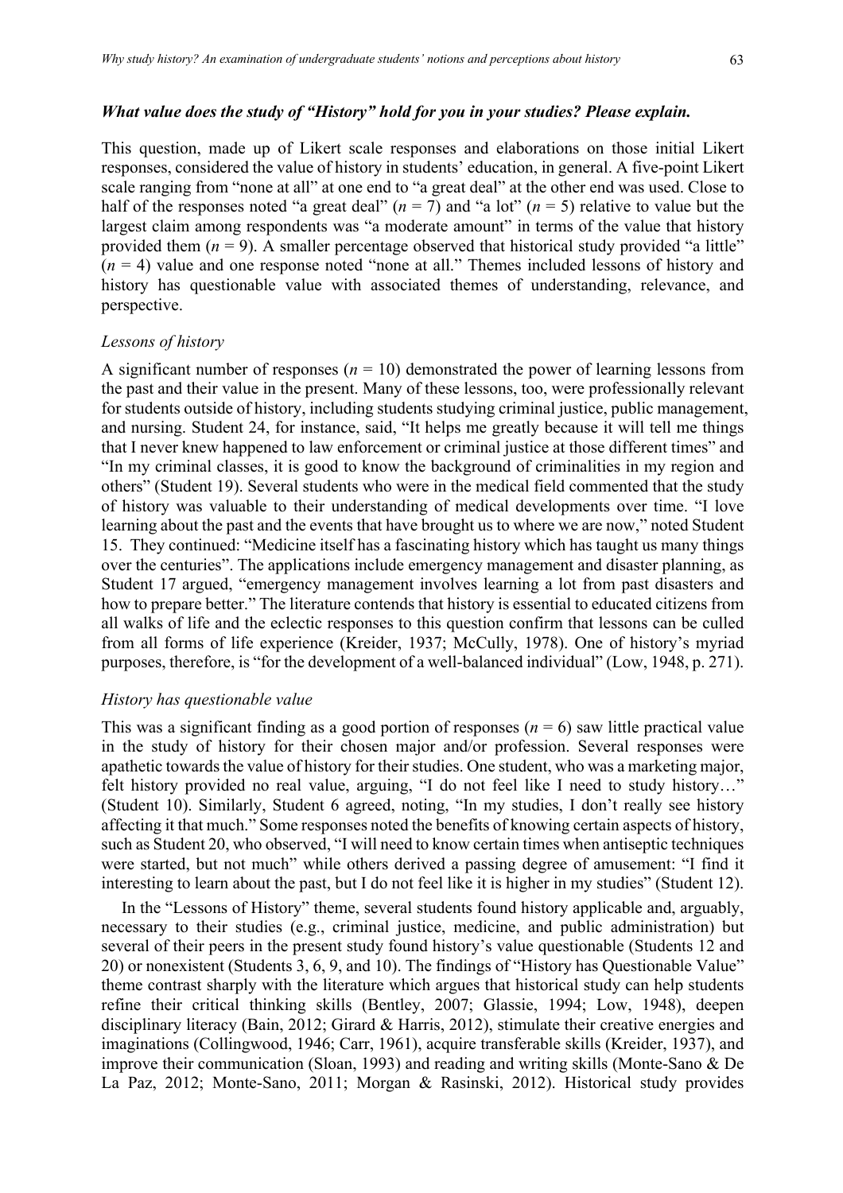### *What value does the study of "History" hold for you in your studies? Please explain.*

This question, made up of Likert scale responses and elaborations on those initial Likert responses, considered the value of history in students' education, in general. A five-point Likert scale ranging from "none at all" at one end to "a great deal" at the other end was used. Close to half of the responses noted "a great deal" ($n = 7$) and "a lot" ($n = 5$) relative to value but the largest claim among respondents was "a moderate amount" in terms of the value that history provided them ($n = 9$). A smaller percentage observed that historical study provided "a little" ($n = 4$) value and one response noted "none at all." Themes included lessons of history and history has questionable value with associated themes of understanding, relevance, and perspective.

#### *Lessons of history*

A significant number of responses ($n = 10$) demonstrated the power of learning lessons from the past and their value in the present. Many of these lessons, too, were professionally relevant for students outside of history, including students studying criminal justice, public management, and nursing. Student 24, for instance, said, "It helps me greatly because it will tell me things that I never knew happened to law enforcement or criminal justice at those different times" and "In my criminal classes, it is good to know the background of criminalities in my region and others" (Student 19). Several students who were in the medical field commented that the study of history was valuable to their understanding of medical developments over time. "I love learning about the past and the events that have brought us to where we are now," noted Student 15. They continued: "Medicine itself has a fascinating history which has taught us many things over the centuries". The applications include emergency management and disaster planning, as Student 17 argued, "emergency management involves learning a lot from past disasters and how to prepare better." The literature contends that history is essential to educated citizens from all walks of life and the eclectic responses to this question confirm that lessons can be culled from all forms of life experience (Kreider, 1937; McCully, 1978). One of history's myriad purposes, therefore, is "for the development of a well-balanced individual" (Low, 1948, p. 271).

#### *History has questionable value*

This was a significant finding as a good portion of responses ($n = 6$) saw little practical value in the study of history for their chosen major and/or profession. Several responses were apathetic towards the value of history for their studies. One student, who was a marketing major, felt history provided no real value, arguing, "I do not feel like I need to study history…" (Student 10). Similarly, Student 6 agreed, noting, "In my studies, I don't really see history affecting it that much." Some responses noted the benefits of knowing certain aspects of history, such as Student 20, who observed, "I will need to know certain times when antiseptic techniques were started, but not much" while others derived a passing degree of amusement: "I find it interesting to learn about the past, but I do not feel like it is higher in my studies" (Student 12).

In the "Lessons of History" theme, several students found history applicable and, arguably, necessary to their studies (e.g., criminal justice, medicine, and public administration) but several of their peers in the present study found history's value questionable (Students 12 and 20) or nonexistent (Students 3, 6, 9, and 10). The findings of "History has Questionable Value" theme contrast sharply with the literature which argues that historical study can help students refine their critical thinking skills (Bentley, 2007; Glassie, 1994; Low, 1948), deepen disciplinary literacy (Bain, 2012; Girard & Harris, 2012), stimulate their creative energies and imaginations (Collingwood, 1946; Carr, 1961), acquire transferable skills (Kreider, 1937), and improve their communication (Sloan, 1993) and reading and writing skills (Monte-Sano & De La Paz, 2012; Monte-Sano, 2011; Morgan & Rasinski, 2012). Historical study provides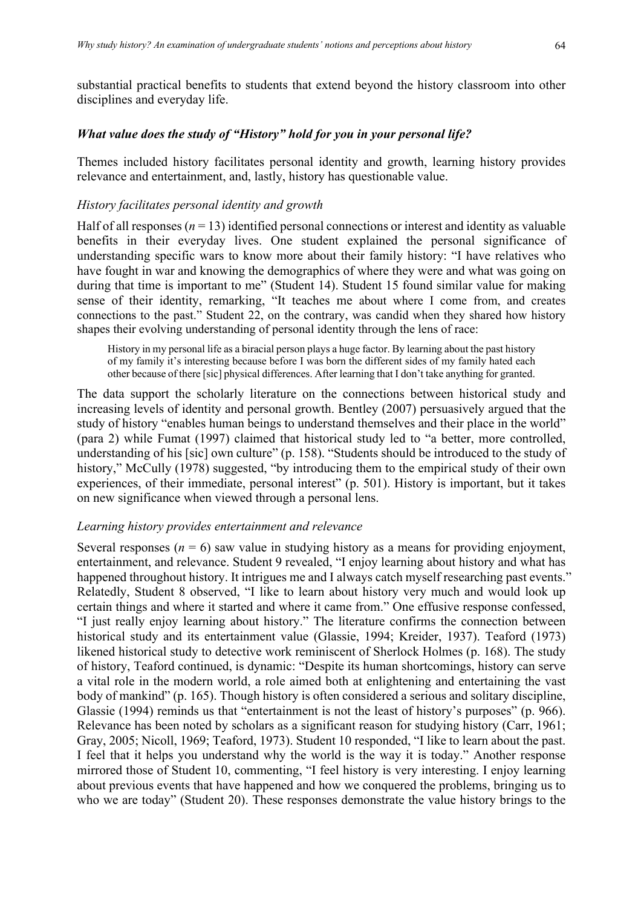substantial practical benefits to students that extend beyond the history classroom into other disciplines and everyday life.

### *What value does the study of "History" hold for you in your personal life?*

Themes included history facilitates personal identity and growth, learning history provides relevance and entertainment, and, lastly, history has questionable value.

#### *History facilitates personal identity and growth*

Half of all responses ($n = 13$) identified personal connections or interest and identity as valuable benefits in their everyday lives. One student explained the personal significance of understanding specific wars to know more about their family history: "I have relatives who have fought in war and knowing the demographics of where they were and what was going on during that time is important to me" (Student 14). Student 15 found similar value for making sense of their identity, remarking, "It teaches me about where I come from, and creates connections to the past." Student 22, on the contrary, was candid when they shared how history shapes their evolving understanding of personal identity through the lens of race:

> History in my personal life as a biracial person plays a huge factor. By learning about the past history of my family it's interesting because before I was born the different sides of my family hated each other because of there [sic] physical differences. After learning that I don't take anything for granted.

The data support the scholarly literature on the connections between historical study and increasing levels of identity and personal growth. Bentley (2007) persuasively argued that the study of history "enables human beings to understand themselves and their place in the world" (para 2) while Fumat (1997) claimed that historical study led to "a better, more controlled, understanding of his [sic] own culture" (p. 158). "Students should be introduced to the study of history," McCully (1978) suggested, "by introducing them to the empirical study of their own experiences, of their immediate, personal interest" (p. 501). History is important, but it takes on new significance when viewed through a personal lens.

#### *Learning history provides entertainment and relevance*

Several responses ($n = 6$) saw value in studying history as a means for providing enjoyment, entertainment, and relevance. Student 9 revealed, "I enjoy learning about history and what has happened throughout history. It intrigues me and I always catch myself researching past events." Relatedly, Student 8 observed, "I like to learn about history very much and would look up certain things and where it started and where it came from." One effusive response confessed, "I just really enjoy learning about history." The literature confirms the connection between historical study and its entertainment value (Glassie, 1994; Kreider, 1937). Teaford (1973) likened historical study to detective work reminiscent of Sherlock Holmes (p. 168). The study of history, Teaford continued, is dynamic: "Despite its human shortcomings, history can serve a vital role in the modern world, a role aimed both at enlightening and entertaining the vast body of mankind" (p. 165). Though history is often considered a serious and solitary discipline, Glassie (1994) reminds us that "entertainment is not the least of history's purposes" (p. 966). Relevance has been noted by scholars as a significant reason for studying history (Carr, 1961; Gray, 2005; Nicoll, 1969; Teaford, 1973). Student 10 responded, "I like to learn about the past. I feel that it helps you understand why the world is the way it is today." Another response mirrored those of Student 10, commenting, "I feel history is very interesting. I enjoy learning about previous events that have happened and how we conquered the problems, bringing us to who we are today" (Student 20). These responses demonstrate the value history brings to the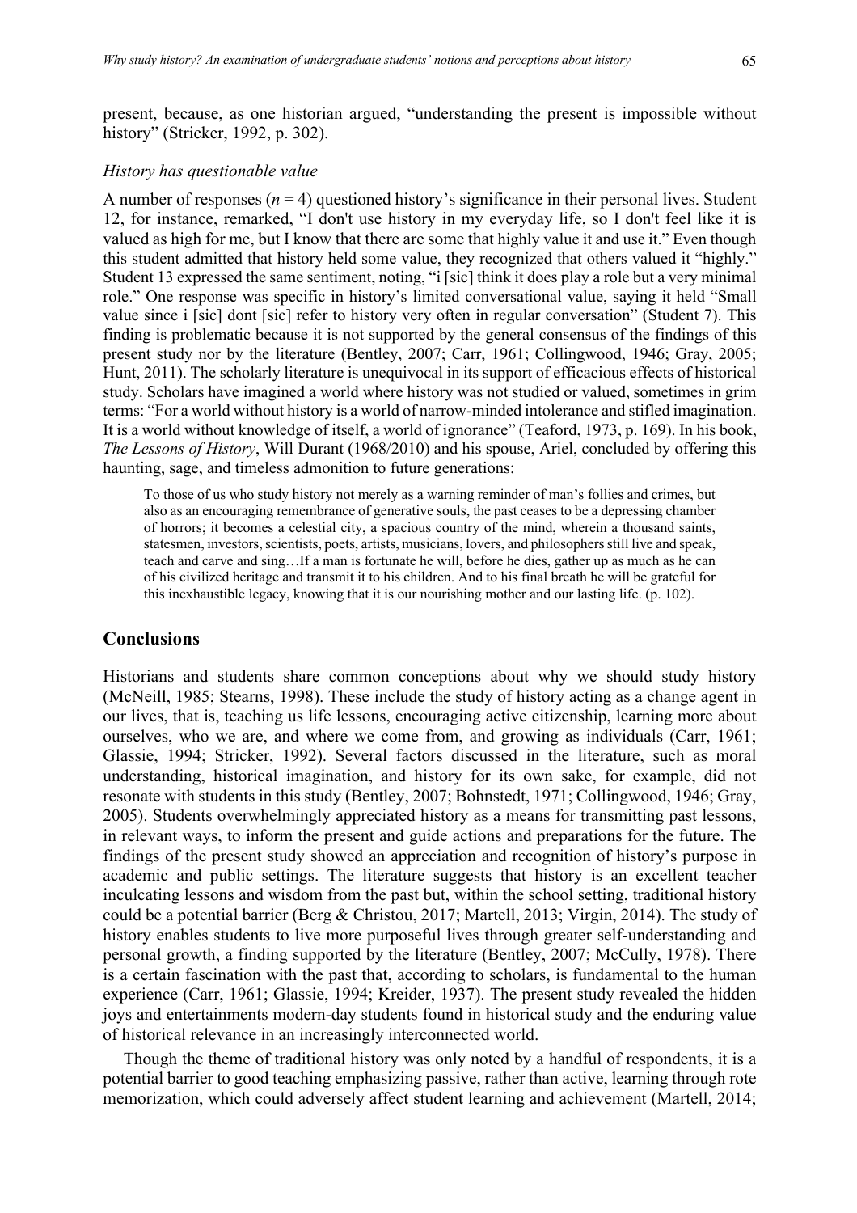present, because, as one historian argued, "understanding the present is impossible without history" (Stricker, 1992, p. 302).

### *History has questionable value*

A number of responses ($n = 4$) questioned history's significance in their personal lives. Student 12, for instance, remarked, "I don't use history in my everyday life, so I don't feel like it is valued as high for me, but I know that there are some that highly value it and use it." Even though this student admitted that history held some value, they recognized that others valued it "highly." Student 13 expressed the same sentiment, noting, "i [sic] think it does play a role but a very minimal role." One response was specific in history's limited conversational value, saying it held "Small value since i [sic] dont [sic] refer to history very often in regular conversation" (Student 7). This finding is problematic because it is not supported by the general consensus of the findings of this present study nor by the literature (Bentley, 2007; Carr, 1961; Collingwood, 1946; Gray, 2005; Hunt, 2011). The scholarly literature is unequivocal in its support of efficacious effects of historical study. Scholars have imagined a world where history was not studied or valued, sometimes in grim terms: "For a world without history is a world of narrow-minded intolerance and stifled imagination. It is a world without knowledge of itself, a world of ignorance" (Teaford, 1973, p. 169). In his book, *The Lessons of History*, Will Durant (1968/2010) and his spouse, Ariel, concluded by offering this haunting, sage, and timeless admonition to future generations:

> To those of us who study history not merely as a warning reminder of man's follies and crimes, but also as an encouraging remembrance of generative souls, the past ceases to be a depressing chamber of horrors; it becomes a celestial city, a spacious country of the mind, wherein a thousand saints, statesmen, investors, scientists, poets, artists, musicians, lovers, and philosophers still live and speak, teach and carve and sing…If a man is fortunate he will, before he dies, gather up as much as he can of his civilized heritage and transmit it to his children. And to his final breath he will be grateful for this inexhaustible legacy, knowing that it is our nourishing mother and our lasting life. (p. 102).

## Conclusions

Historians and students share common conceptions about why we should study history (McNeill, 1985; Stearns, 1998). These include the study of history acting as a change agent in our lives, that is, teaching us life lessons, encouraging active citizenship, learning more about ourselves, who we are, and where we come from, and growing as individuals (Carr, 1961; Glassie, 1994; Stricker, 1992). Several factors discussed in the literature, such as moral understanding, historical imagination, and history for its own sake, for example, did not resonate with students in this study (Bentley, 2007; Bohnstedt, 1971; Collingwood, 1946; Gray, 2005). Students overwhelmingly appreciated history as a means for transmitting past lessons, in relevant ways, to inform the present and guide actions and preparations for the future. The findings of the present study showed an appreciation and recognition of history's purpose in academic and public settings. The literature suggests that history is an excellent teacher inculcating lessons and wisdom from the past but, within the school setting, traditional history could be a potential barrier (Berg & Christou, 2017; Martell, 2013; Virgin, 2014). The study of history enables students to live more purposeful lives through greater self-understanding and personal growth, a finding supported by the literature (Bentley, 2007; McCully, 1978). There is a certain fascination with the past that, according to scholars, is fundamental to the human experience (Carr, 1961; Glassie, 1994; Kreider, 1937). The present study revealed the hidden joys and entertainments modern-day students found in historical study and the enduring value of historical relevance in an increasingly interconnected world.

Though the theme of traditional history was only noted by a handful of respondents, it is a potential barrier to good teaching emphasizing passive, rather than active, learning through rote memorization, which could adversely affect student learning and achievement (Martell, 2014;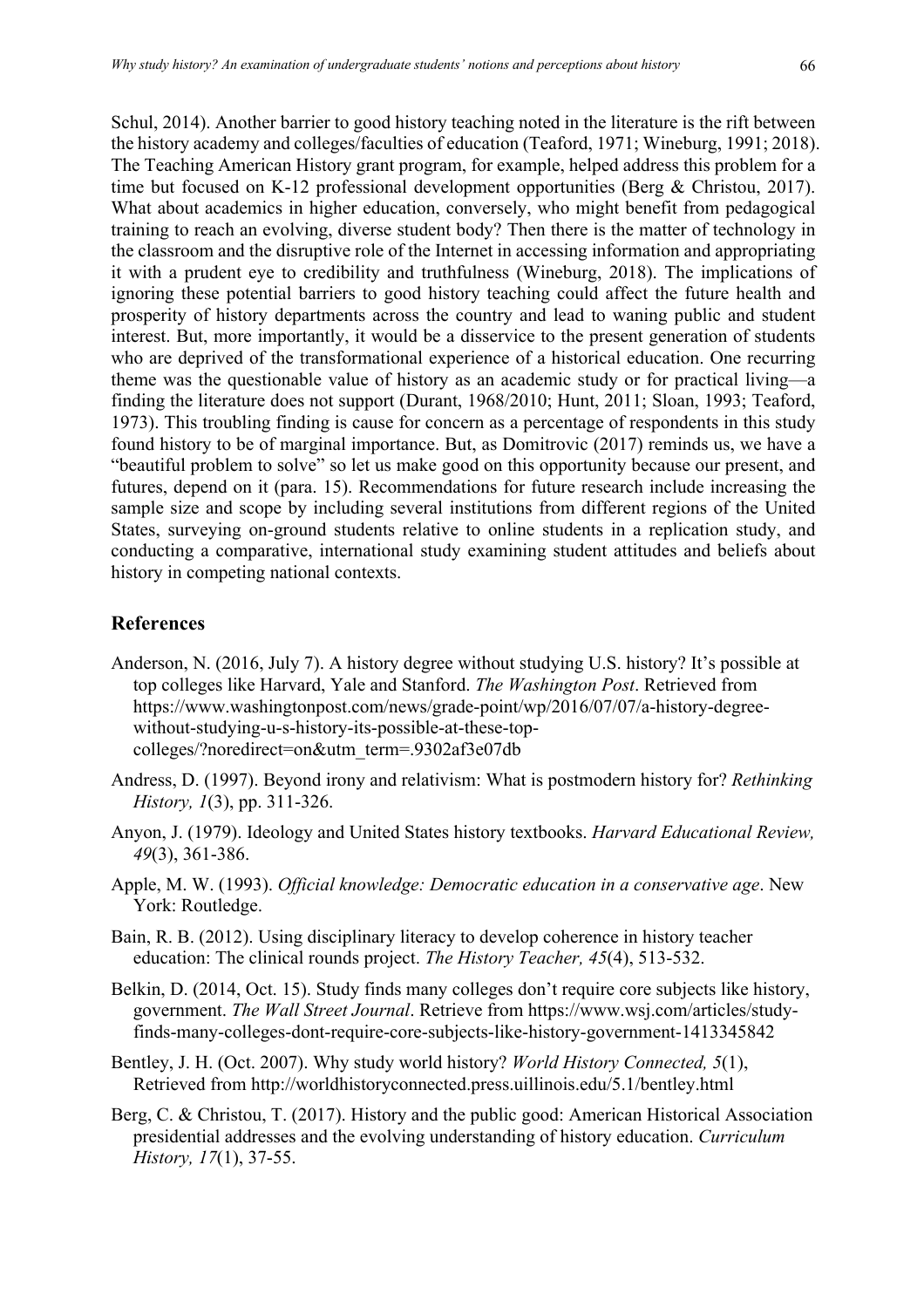Schul, 2014). Another barrier to good history teaching noted in the literature is the rift between the history academy and colleges/faculties of education (Teaford, 1971; Wineburg, 1991; 2018). The Teaching American History grant program, for example, helped address this problem for a time but focused on K-12 professional development opportunities (Berg & Christou, 2017). What about academics in higher education, conversely, who might benefit from pedagogical training to reach an evolving, diverse student body? Then there is the matter of technology in the classroom and the disruptive role of the Internet in accessing information and appropriating it with a prudent eye to credibility and truthfulness (Wineburg, 2018). The implications of ignoring these potential barriers to good history teaching could affect the future health and prosperity of history departments across the country and lead to waning public and student interest. But, more importantly, it would be a disservice to the present generation of students who are deprived of the transformational experience of a historical education. One recurring theme was the questionable value of history as an academic study or for practical living—a finding the literature does not support (Durant, 1968/2010; Hunt, 2011; Sloan, 1993; Teaford, 1973). This troubling finding is cause for concern as a percentage of respondents in this study found history to be of marginal importance. But, as Domitrovic (2017) reminds us, we have a "beautiful problem to solve" so let us make good on this opportunity because our present, and futures, depend on it (para. 15). Recommendations for future research include increasing the sample size and scope by including several institutions from different regions of the United States, surveying on-ground students relative to online students in a replication study, and conducting a comparative, international study examining student attitudes and beliefs about history in competing national contexts.

## References

Anderson, N. (2016, July 7). A history degree without studying U.S. history? It's possible at top colleges like Harvard, Yale and Stanford. *The Washington Post*. Retrieved from https://www.washingtonpost.com/news/grade-point/wp/2016/07/07/a-history-degree-without-studying-u-s-history-its-possible-at-these-top-colleges/?noredirect=on&utm_term=.9302af3e07db

Andress, D. (1997). Beyond irony and relativism: What is postmodern history for? *Rethinking History, 1*(3), pp. 311-326.

Anyon, J. (1979). Ideology and United States history textbooks. *Harvard Educational Review, 49*(3), 361-386.

Apple, M. W. (1993). *Official knowledge: Democratic education in a conservative age*. New York: Routledge.

Bain, R. B. (2012). Using disciplinary literacy to develop coherence in history teacher education: The clinical rounds project. *The History Teacher, 45*(4), 513-532.

Belkin, D. (2014, Oct. 15). Study finds many colleges don't require core subjects like history, government. *The Wall Street Journal*. Retrieve from https://www.wsj.com/articles/study-finds-many-colleges-dont-require-core-subjects-like-history-government-1413345842

Bentley, J. H. (Oct. 2007). Why study world history? *World History Connected, 5*(1), Retrieved from http://worldhistoryconnected.press.uillinois.edu/5.1/bentley.html

Berg, C. & Christou, T. (2017). History and the public good: American Historical Association presidential addresses and the evolving understanding of history education. *Curriculum History, 17*(1), 37-55.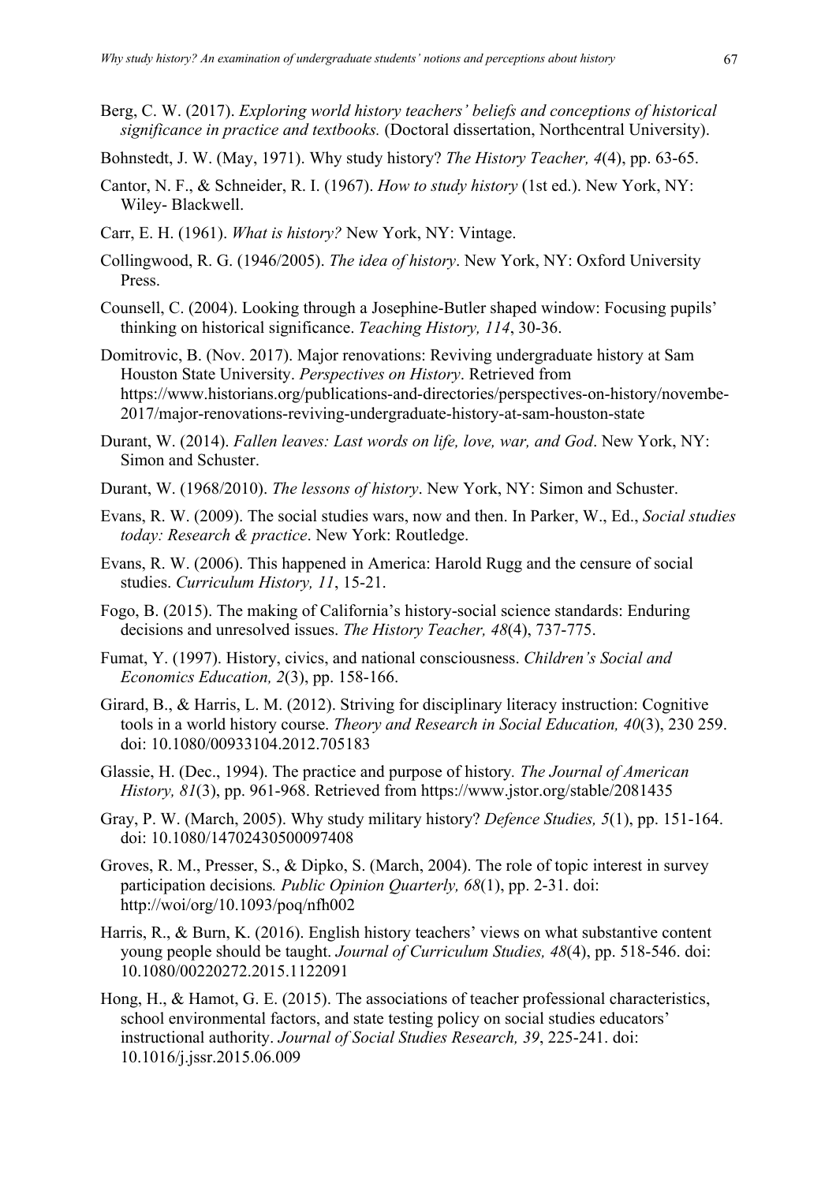Berg, C. W. (2017). *Exploring world history teachers' beliefs and conceptions of historical significance in practice and textbooks.* (Doctoral dissertation, Northcentral University).

Bohnstedt, J. W. (May, 1971). Why study history? *The History Teacher, 4*(4), pp. 63-65.

Cantor, N. F., & Schneider, R. I. (1967). *How to study history* (1st ed.). New York, NY: Wiley- Blackwell.

Carr, E. H. (1961). *What is history?* New York, NY: Vintage.

Collingwood, R. G. (1946/2005). *The idea of history*. New York, NY: Oxford University Press.

Counsell, C. (2004). Looking through a Josephine-Butler shaped window: Focusing pupils' thinking on historical significance. *Teaching History, 114*, 30-36.

Domitrovic, B. (Nov. 2017). Major renovations: Reviving undergraduate history at Sam Houston State University. *Perspectives on History*. Retrieved from https://www.historians.org/publications-and-directories/perspectives-on-history/novembe-2017/major-renovations-reviving-undergraduate-history-at-sam-houston-state

Durant, W. (2014). *Fallen leaves: Last words on life, love, war, and God*. New York, NY: Simon and Schuster.

Durant, W. (1968/2010). *The lessons of history*. New York, NY: Simon and Schuster.

Evans, R. W. (2009). The social studies wars, now and then. In Parker, W., Ed., *Social studies today: Research & practice*. New York: Routledge.

Evans, R. W. (2006). This happened in America: Harold Rugg and the censure of social studies. *Curriculum History, 11*, 15-21.

Fogo, B. (2015). The making of California's history-social science standards: Enduring decisions and unresolved issues. *The History Teacher, 48*(4), 737-775.

Fumat, Y. (1997). History, civics, and national consciousness. *Children's Social and Economics Education, 2*(3), pp. 158-166.

Girard, B., & Harris, L. M. (2012). Striving for disciplinary literacy instruction: Cognitive tools in a world history course. *Theory and Research in Social Education, 40*(3), 230 259. doi: 10.1080/00933104.2012.705183

Glassie, H. (Dec., 1994). The practice and purpose of history*. The Journal of American History, 81*(3), pp. 961-968. Retrieved from https://www.jstor.org/stable/2081435

Gray, P. W. (March, 2005). Why study military history? *Defence Studies, 5*(1), pp. 151-164. doi: 10.1080/14702430500097408

Groves, R. M., Presser, S., & Dipko, S. (March, 2004). The role of topic interest in survey participation decisions*. Public Opinion Quarterly, 68*(1), pp. 2-31. doi: http://woi/org/10.1093/poq/nfh002

Harris, R., & Burn, K. (2016). English history teachers' views on what substantive content young people should be taught. *Journal of Curriculum Studies, 48*(4), pp. 518-546. doi: 10.1080/00220272.2015.1122091

Hong, H., & Hamot, G. E. (2015). The associations of teacher professional characteristics, school environmental factors, and state testing policy on social studies educators' instructional authority. *Journal of Social Studies Research, 39*, 225-241. doi: 10.1016/j.jssr.2015.06.009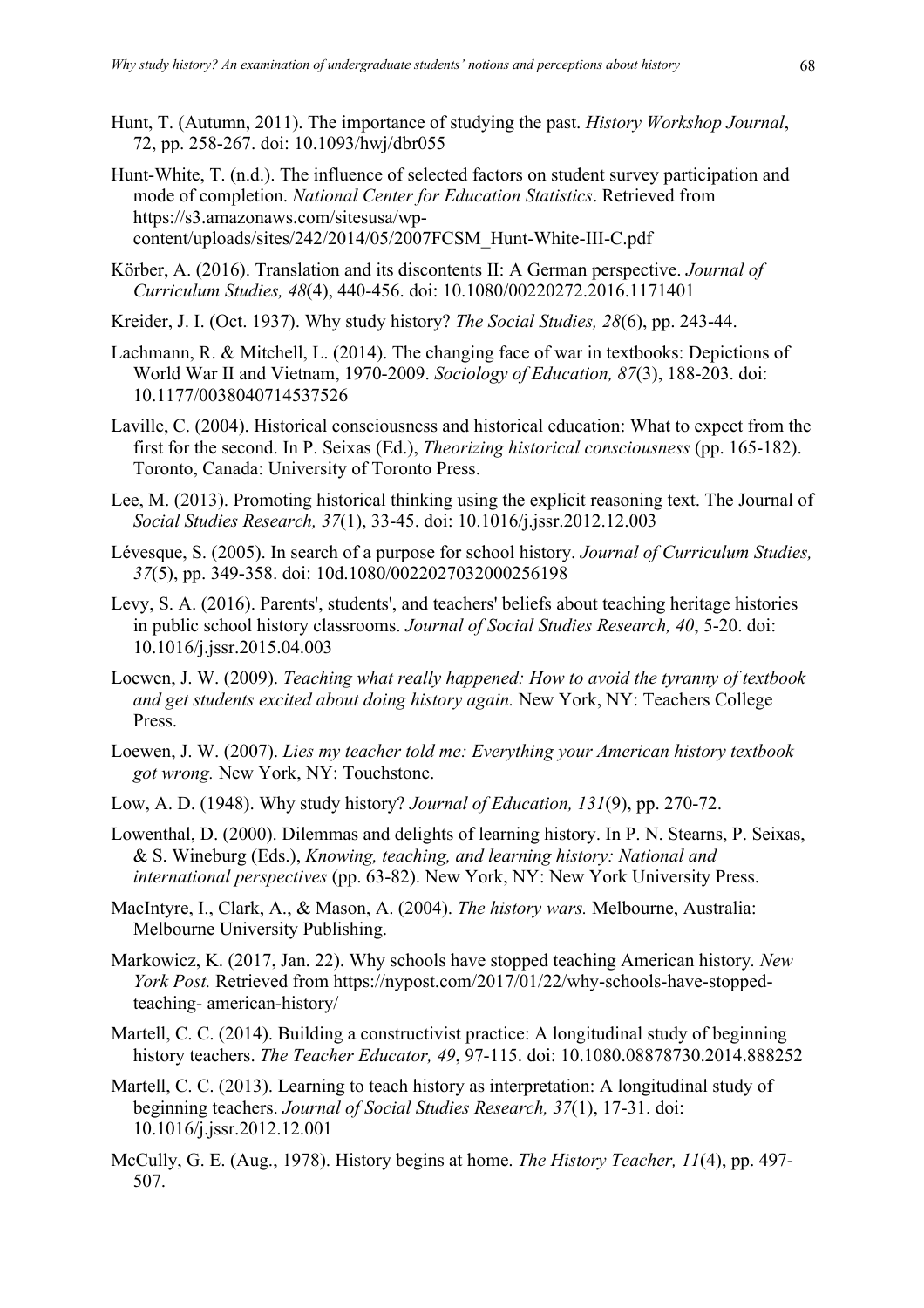Hunt, T. (Autumn, 2011). The importance of studying the past. *History Workshop Journal*, 72, pp. 258-267. doi: 10.1093/hwj/dbr055

Hunt-White, T. (n.d.). The influence of selected factors on student survey participation and mode of completion. *National Center for Education Statistics*. Retrieved from https://s3.amazonaws.com/sitesusa/wp-content/uploads/sites/242/2014/05/2007FCSM_Hunt-White-III-C.pdf

Körber, A. (2016). Translation and its discontents II: A German perspective. *Journal of Curriculum Studies, 48*(4), 440-456. doi: 10.1080/00220272.2016.1171401

Kreider, J. I. (Oct. 1937). Why study history? *The Social Studies, 28*(6), pp. 243-44.

Lachmann, R. & Mitchell, L. (2014). The changing face of war in textbooks: Depictions of World War II and Vietnam, 1970-2009. *Sociology of Education, 87*(3), 188-203. doi: 10.1177/0038040714537526

Laville, C. (2004). Historical consciousness and historical education: What to expect from the first for the second. In P. Seixas (Ed.), *Theorizing historical consciousness* (pp. 165-182). Toronto, Canada: University of Toronto Press.

Lee, M. (2013). Promoting historical thinking using the explicit reasoning text. The Journal of *Social Studies Research, 37*(1), 33-45. doi: 10.1016/j.jssr.2012.12.003

Lévesque, S. (2005). In search of a purpose for school history. *Journal of Curriculum Studies, 37*(5), pp. 349-358. doi: 10d.1080/0022027032000256198

Levy, S. A. (2016). Parents', students', and teachers' beliefs about teaching heritage histories in public school history classrooms. *Journal of Social Studies Research, 40*, 5-20. doi: 10.1016/j.jssr.2015.04.003

Loewen, J. W. (2009). *Teaching what really happened: How to avoid the tyranny of textbook and get students excited about doing history again.* New York, NY: Teachers College Press.

Loewen, J. W. (2007). *Lies my teacher told me: Everything your American history textbook got wrong.* New York, NY: Touchstone.

Low, A. D. (1948). Why study history? *Journal of Education, 131*(9), pp. 270-72.

Lowenthal, D. (2000). Dilemmas and delights of learning history. In P. N. Stearns, P. Seixas, & S. Wineburg (Eds.), *Knowing, teaching, and learning history: National and international perspectives* (pp. 63-82). New York, NY: New York University Press.

MacIntyre, I., Clark, A., & Mason, A. (2004). *The history wars.* Melbourne, Australia: Melbourne University Publishing.

Markowicz, K. (2017, Jan. 22). Why schools have stopped teaching American history*. New York Post.* Retrieved from https://nypost.com/2017/01/22/why-schools-have-stopped-teaching- american-history/

Martell, C. C. (2014). Building a constructivist practice: A longitudinal study of beginning history teachers. *The Teacher Educator, 49*, 97-115. doi: 10.1080.08878730.2014.888252

Martell, C. C. (2013). Learning to teach history as interpretation: A longitudinal study of beginning teachers. *Journal of Social Studies Research, 37*(1), 17-31. doi: 10.1016/j.jssr.2012.12.001

McCully, G. E. (Aug., 1978). History begins at home. *The History Teacher, 11*(4), pp. 497-507.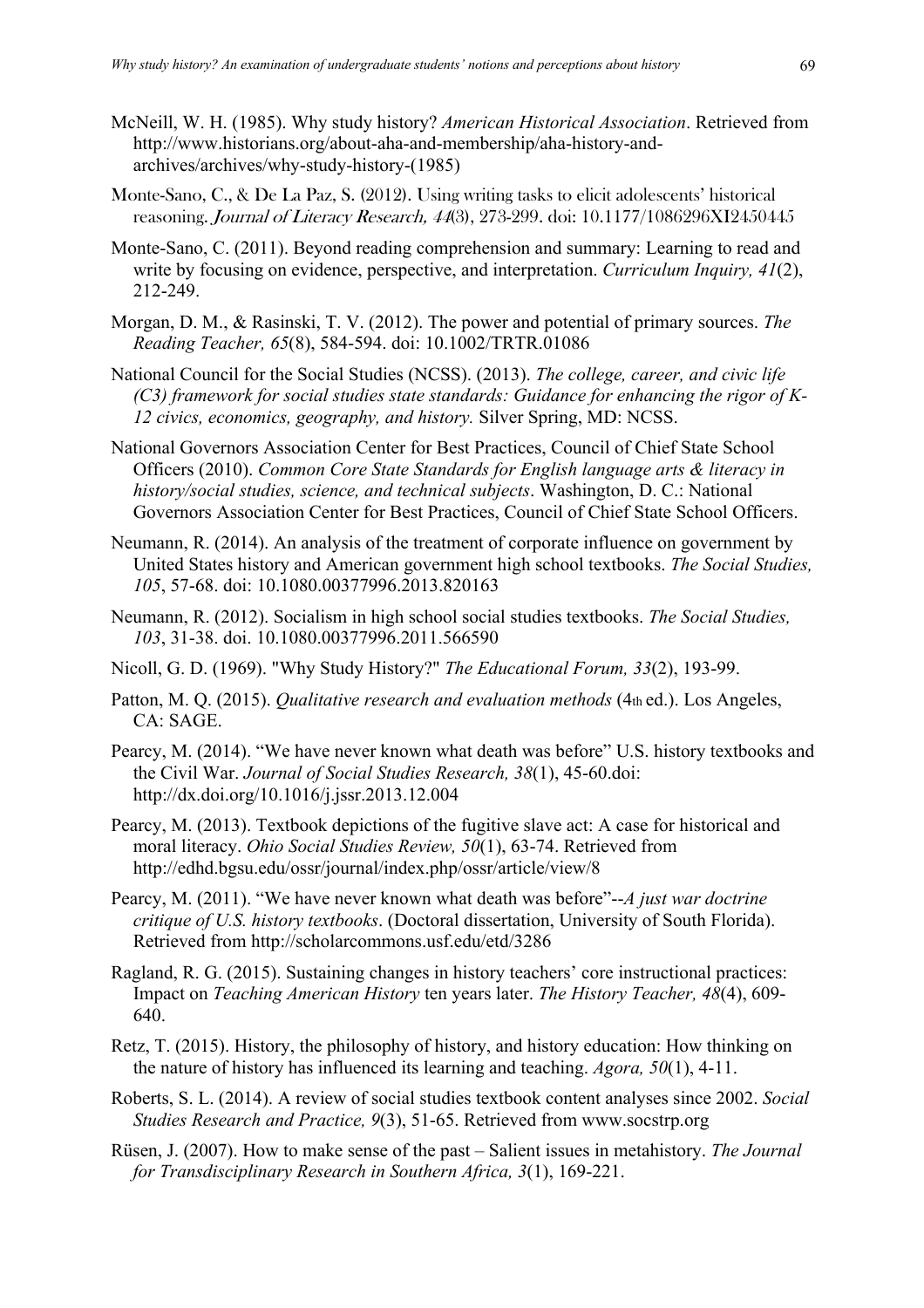McNeill, W. H. (1985). Why study history? *American Historical Association*. Retrieved from http://www.historians.org/about-aha-and-membership/aha-history-and-archives/archives/why-study-history-(1985)

Monte-Sano, C., & De La Paz, S. (2012). Using writing tasks to elicit adolescents' historical reasoning. *Journal of Literacy Research, 44*(3), 273-299. doi: 10.1177/1086296X12450445

Monte-Sano, C. (2011). Beyond reading comprehension and summary: Learning to read and write by focusing on evidence, perspective, and interpretation. *Curriculum Inquiry, 41*(2), 212-249.

Morgan, D. M., & Rasinski, T. V. (2012). The power and potential of primary sources. *The Reading Teacher, 65*(8), 584-594. doi: 10.1002/TRTR.01086

National Council for the Social Studies (NCSS). (2013). *The college, career, and civic life (C3) framework for social studies state standards: Guidance for enhancing the rigor of K-12 civics, economics, geography, and history.* Silver Spring, MD: NCSS.

National Governors Association Center for Best Practices, Council of Chief State School Officers (2010). *Common Core State Standards for English language arts & literacy in history/social studies, science, and technical subjects*. Washington, D. C.: National Governors Association Center for Best Practices, Council of Chief State School Officers.

Neumann, R. (2014). An analysis of the treatment of corporate influence on government by United States history and American government high school textbooks. *The Social Studies, 105*, 57-68. doi: 10.1080.00377996.2013.820163

Neumann, R. (2012). Socialism in high school social studies textbooks. *The Social Studies, 103*, 31-38. doi. 10.1080.00377996.2011.566590

Nicoll, G. D. (1969). "Why Study History?" *The Educational Forum, 33*(2), 193-99.

Patton, M. Q. (2015). *Qualitative research and evaluation methods* (4th ed.). Los Angeles, CA: SAGE.

Pearcy, M. (2014). "We have never known what death was before" U.S. history textbooks and the Civil War. *Journal of Social Studies Research, 38*(1), 45-60.doi: http://dx.doi.org/10.1016/j.jssr.2013.12.004

Pearcy, M. (2013). Textbook depictions of the fugitive slave act: A case for historical and moral literacy. *Ohio Social Studies Review, 50*(1), 63-74. Retrieved from http://edhd.bgsu.edu/ossr/journal/index.php/ossr/article/view/8

Pearcy, M. (2011). "We have never known what death was before"--*A just war doctrine critique of U.S. history textbooks*. (Doctoral dissertation, University of South Florida). Retrieved from http://scholarcommons.usf.edu/etd/3286

Ragland, R. G. (2015). Sustaining changes in history teachers' core instructional practices: Impact on *Teaching American History* ten years later. *The History Teacher, 48*(4), 609-640.

Retz, T. (2015). History, the philosophy of history, and history education: How thinking on the nature of history has influenced its learning and teaching. *Agora, 50*(1), 4-11.

Roberts, S. L. (2014). A review of social studies textbook content analyses since 2002. *Social Studies Research and Practice, 9*(3), 51-65. Retrieved from www.socstrp.org

Rüsen, J. (2007). How to make sense of the past – Salient issues in metahistory. *The Journal for Transdisciplinary Research in Southern Africa, 3*(1), 169-221.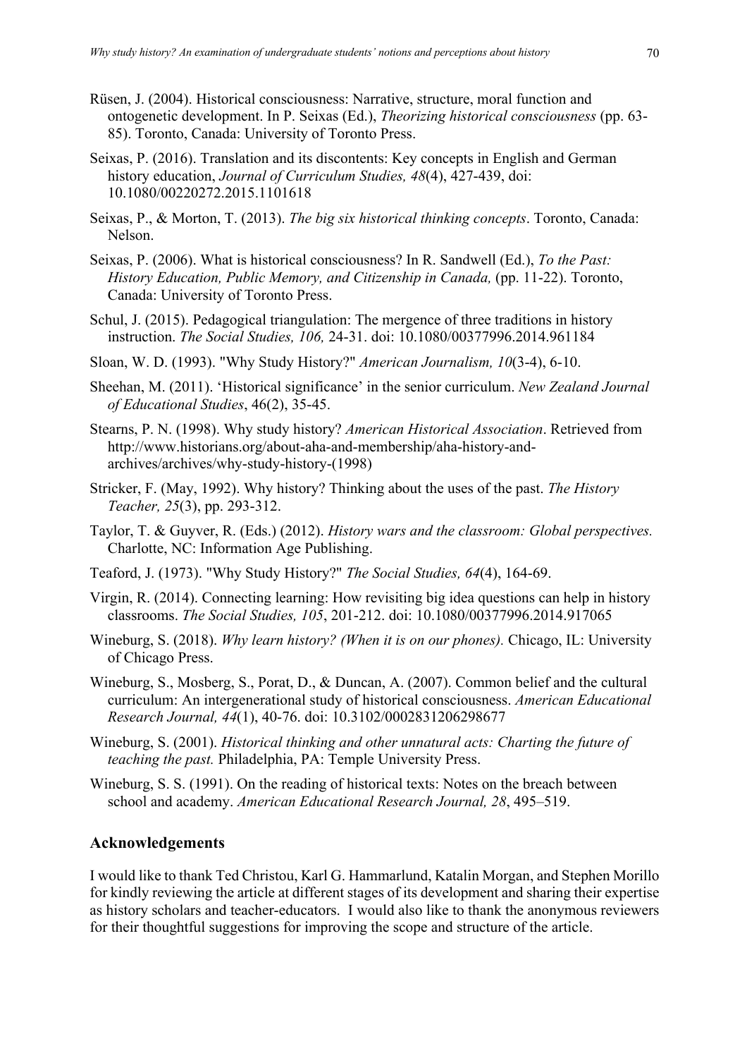Rüsen, J. (2004). Historical consciousness: Narrative, structure, moral function and ontogenetic development. In P. Seixas (Ed.), *Theorizing historical consciousness* (pp. 63-85). Toronto, Canada: University of Toronto Press.

Seixas, P. (2016). Translation and its discontents: Key concepts in English and German history education, *Journal of Curriculum Studies, 48*(4), 427-439, doi: 10.1080/00220272.2015.1101618

Seixas, P., & Morton, T. (2013). *The big six historical thinking concepts*. Toronto, Canada: Nelson.

Seixas, P. (2006). What is historical consciousness? In R. Sandwell (Ed.), *To the Past: History Education, Public Memory, and Citizenship in Canada,* (pp. 11-22). Toronto, Canada: University of Toronto Press.

Schul, J. (2015). Pedagogical triangulation: The mergence of three traditions in history instruction. *The Social Studies, 106,* 24-31. doi: 10.1080/00377996.2014.961184

Sloan, W. D. (1993). "Why Study History?" *American Journalism, 10*(3-4), 6-10.

Sheehan, M. (2011). 'Historical significance' in the senior curriculum. *New Zealand Journal of Educational Studies*, 46(2), 35-45.

Stearns, P. N. (1998). Why study history? *American Historical Association*. Retrieved from http://www.historians.org/about-aha-and-membership/aha-history-and-archives/archives/why-study-history-(1998)

Stricker, F. (May, 1992). Why history? Thinking about the uses of the past. *The History Teacher, 25*(3), pp. 293-312.

Taylor, T. & Guyver, R. (Eds.) (2012). *History wars and the classroom: Global perspectives.* Charlotte, NC: Information Age Publishing.

Teaford, J. (1973). "Why Study History?" *The Social Studies, 64*(4), 164-69.

Virgin, R. (2014). Connecting learning: How revisiting big idea questions can help in history classrooms. *The Social Studies, 105*, 201-212. doi: 10.1080/00377996.2014.917065

Wineburg, S. (2018). *Why learn history? (When it is on our phones).* Chicago, IL: University of Chicago Press.

Wineburg, S., Mosberg, S., Porat, D., & Duncan, A. (2007). Common belief and the cultural curriculum: An intergenerational study of historical consciousness. *American Educational Research Journal, 44*(1), 40-76. doi: 10.3102/0002831206298677

Wineburg, S. (2001). *Historical thinking and other unnatural acts: Charting the future of teaching the past.* Philadelphia, PA: Temple University Press.

Wineburg, S. S. (1991). On the reading of historical texts: Notes on the breach between school and academy. *American Educational Research Journal, 28*, 495–519.

## Acknowledgements

I would like to thank Ted Christou, Karl G. Hammarlund, Katalin Morgan, and Stephen Morillo for kindly reviewing the article at different stages of its development and sharing their expertise as history scholars and teacher-educators. I would also like to thank the anonymous reviewers for their thoughtful suggestions for improving the scope and structure of the article.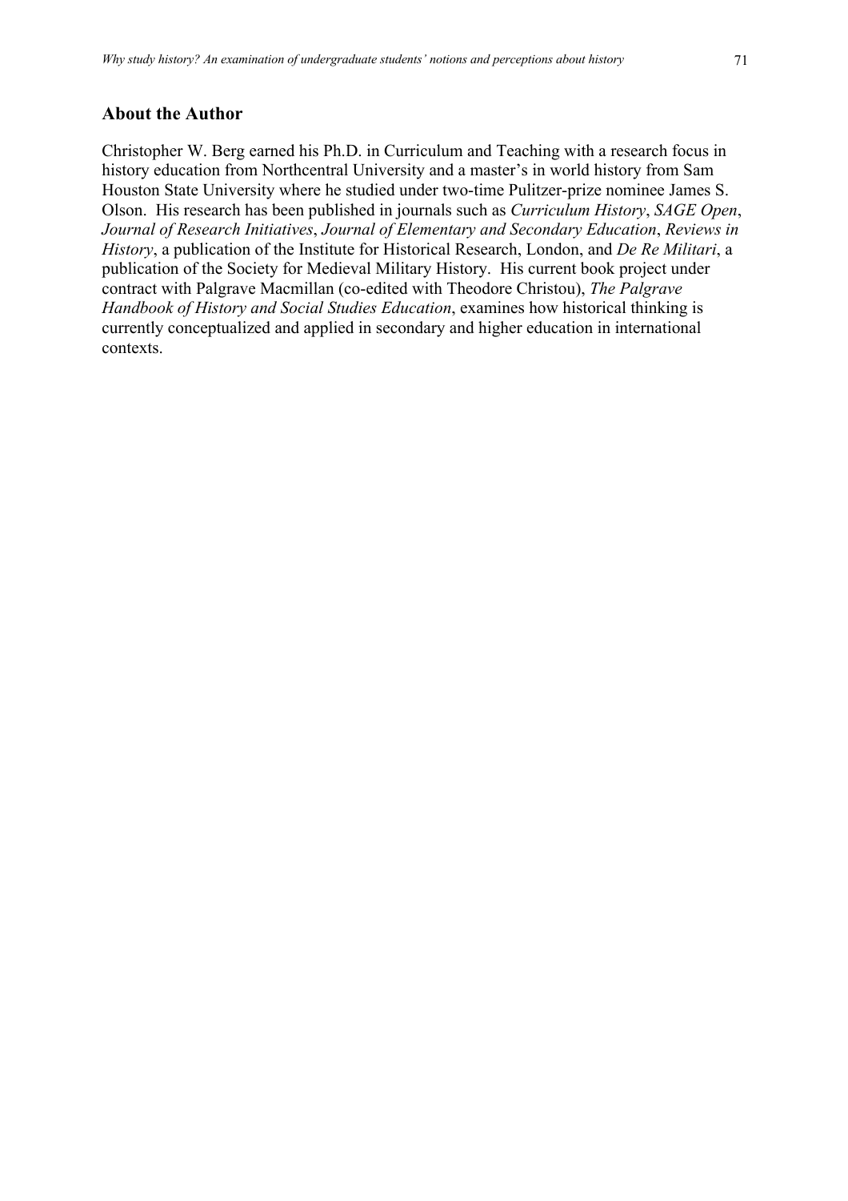## About the Author

Christopher W. Berg earned his Ph.D. in Curriculum and Teaching with a research focus in history education from Northcentral University and a master's in world history from Sam Houston State University where he studied under two-time Pulitzer-prize nominee James S. Olson. His research has been published in journals such as *Curriculum History*, *SAGE Open*, *Journal of Research Initiatives*, *Journal of Elementary and Secondary Education*, *Reviews in History*, a publication of the Institute for Historical Research, London, and *De Re Militari*, a publication of the Society for Medieval Military History. His current book project under contract with Palgrave Macmillan (co-edited with Theodore Christou), *The Palgrave Handbook of History and Social Studies Education*, examines how historical thinking is currently conceptualized and applied in secondary and higher education in international contexts.